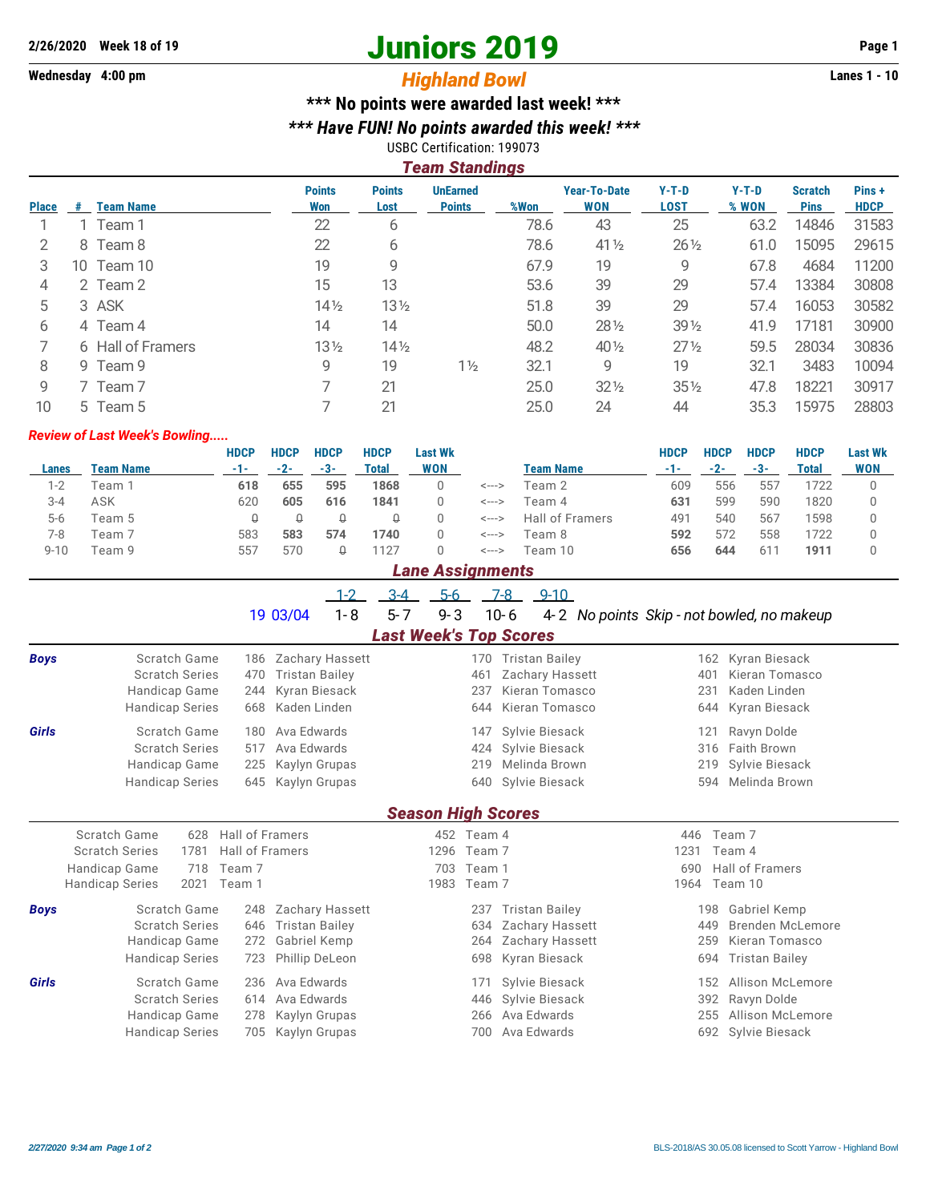2/26/2020 Week 18 of 19

Wednesday 4:00 pm

# Juniors 2019

## Highland Bowl

Lanes 1 - 10

**\*\*\* No points were awarded last week! \*\*\***

***\*\*\* Have FUN! No points awarded this week! \*\*\****

USBC Certification: 199073

### Team Standings

| Place | # | Team Name | Points Won | Points Lost | UnEarned Points | %Won | Year-To-Date WON | Y-T-D LOST | Y-T-D % WON | Scratch Pins | Pins + HDCP |
|---|---|---|---|---|---|---|---|---|---|---|---|
| 1 | 1 | Team 1 | 22 | 6 | | 78.6 | 43 | 25 | 63.2 | 14846 | 31583 |
| 2 | 8 | Team 8 | 22 | 6 | | 78.6 | 41½ | 26½ | 61.0 | 15095 | 29615 |
| 3 | 10 | Team 10 | 19 | 9 | | 67.9 | 19 | 9 | 67.8 | 4684 | 11200 |
| 4 | 2 | Team 2 | 15 | 13 | | 53.6 | 39 | 29 | 57.4 | 13384 | 30808 |
| 5 | 3 | ASK | 14½ | 13½ | | 51.8 | 39 | 29 | 57.4 | 16053 | 30582 |
| 6 | 4 | Team 4 | 14 | 14 | | 50.0 | 28½ | 39½ | 41.9 | 17181 | 30900 |
| 7 | 6 | Hall of Framers | 13½ | 14½ | | 48.2 | 40½ | 27½ | 59.5 | 28034 | 30836 |
| 8 | 9 | Team 9 | 9 | 19 | 1½ | 32.1 | 9 | 19 | 32.1 | 3483 | 10094 |
| 9 | 7 | Team 7 | 7 | 21 | | 25.0 | 32½ | 35½ | 47.8 | 18221 | 30917 |
| 10 | 5 | Team 5 | 7 | 21 | | 25.0 | 24 | 44 | 35.3 | 15975 | 28803 |

***Review of Last Week's Bowling.....***

| Lanes | Team Name | HDCP -1- | HDCP -2- | HDCP -3- | HDCP Total | Last Wk WON | | Team Name | HDCP -1- | HDCP -2- | HDCP -3- | HDCP Total | Last Wk WON |
|---|---|---|---|---|---|---|---|---|---|---|---|---|---|
| 1-2 | Team 1 | **618** | **655** | **595** | **1868** | 0 | <---> | Team 2 | 609 | 556 | 557 | 1722 | 0 |
| 3-4 | ASK | 620 | **605** | **616** | **1841** | 0 | <---> | Team 4 | **631** | 599 | 590 | 1820 | 0 |
| 5-6 | Team 5 | 0 | 0 | 0 | 0 | 0 | <---> | Hall of Framers | 491 | 540 | 567 | 1598 | 0 |
| 7-8 | Team 7 | 583 | **583** | **574** | **1740** | 0 | <---> | Team 8 | **592** | 572 | 558 | 1722 | 0 |
| 9-10 | Team 9 | 557 | 570 | 0 | 1127 | 0 | <---> | Team 10 | **656** | **644** | 611 | **1911** | 0 |

### Lane Assignments

| | | 1-2 | 3-4 | 5-6 | 7-8 | 9-10 | |
|---|---|---|---|---|---|---|---|
| 19 | 03/04 | 1- 8 | 5- 7 | 9- 3 | 10- 6 | 4- 2 | *No points Skip - not bowled, no makeup* |

### Last Week's Top Scores

| | | | | | | | |
|---|---|---|---|---|---|---|---|
| ***Boys*** | Scratch Game | 186 | Zachary Hassett | 170 | Tristan Bailey | 162 | Kyran Biesack |
| | Scratch Series | 470 | Tristan Bailey | 461 | Zachary Hassett | 401 | Kieran Tomasco |
| | Handicap Game | 244 | Kyran Biesack | 237 | Kieran Tomasco | 231 | Kaden Linden |
| | Handicap Series | 668 | Kaden Linden | 644 | Kieran Tomasco | 644 | Kyran Biesack |
| ***Girls*** | Scratch Game | 180 | Ava Edwards | 147 | Sylvie Biesack | 121 | Ravyn Dolde |
| | Scratch Series | 517 | Ava Edwards | 424 | Sylvie Biesack | 316 | Faith Brown |
| | Handicap Game | 225 | Kaylyn Grupas | 219 | Melinda Brown | 219 | Sylvie Biesack |
| | Handicap Series | 645 | Kaylyn Grupas | 640 | Sylvie Biesack | 594 | Melinda Brown |

### Season High Scores

| | | | | | | |
|---|---|---|---|---|---|---|
| Scratch Game | 628 | Hall of Framers | 452 | Team 4 | 446 | Team 7 |
| Scratch Series | 1781 | Hall of Framers | 1296 | Team 7 | 1231 | Team 4 |
| Handicap Game | 718 | Team 7 | 703 | Team 1 | 690 | Hall of Framers |
| Handicap Series | 2021 | Team 1 | 1983 | Team 7 | 1964 | Team 10 |

| | | | | | | | |
|---|---|---|---|---|---|---|---|
| ***Boys*** | Scratch Game | 248 | Zachary Hassett | 237 | Tristan Bailey | 198 | Gabriel Kemp |
| | Scratch Series | 646 | Tristan Bailey | 634 | Zachary Hassett | 449 | Brenden McLemore |
| | Handicap Game | 272 | Gabriel Kemp | 264 | Zachary Hassett | 259 | Kieran Tomasco |
| | Handicap Series | 723 | Phillip DeLeon | 698 | Kyran Biesack | 694 | Tristan Bailey |
| ***Girls*** | Scratch Game | 236 | Ava Edwards | 171 | Sylvie Biesack | 152 | Allison McLemore |
| | Scratch Series | 614 | Ava Edwards | 446 | Sylvie Biesack | 392 | Ravyn Dolde |
| | Handicap Game | 278 | Kaylyn Grupas | 266 | Ava Edwards | 255 | Allison McLemore |
| | Handicap Series | 705 | Kaylyn Grupas | 700 | Ava Edwards | 692 | Sylvie Biesack |

*2/27/2020 9:34 am*

BLS-2018/AS 30.05.08 licensed to Scott Yarrow - Highland Bowl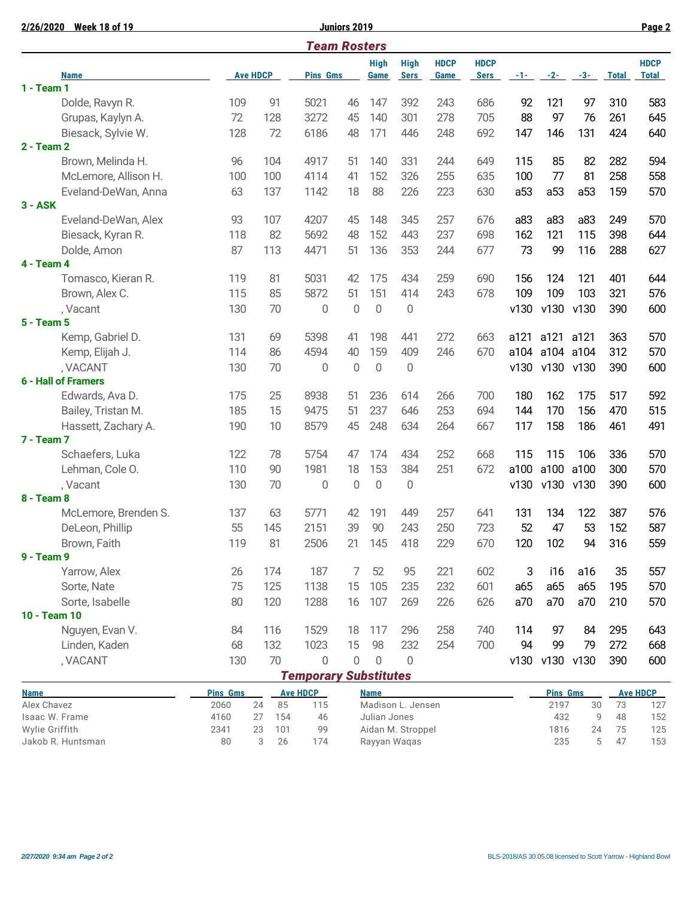## Team Rosters

| Name | Ave | HDCP | Pins | Gms | High Game | High Sers | HDCP Game | HDCP Sers | -1- | -2- | -3- | Total | HDCP Total |
|---|---|---|---|---|---|---|---|---|---|---|---|---|---|
| **1 - Team 1** | | | | | | | | | | | | | |
| Dolde, Ravyn R. | 109 | 91 | 5021 | 46 | 147 | 392 | 243 | 686 | 92 | 121 | 97 | 310 | 583 |
| Grupas, Kaylyn A. | 72 | 128 | 3272 | 45 | 140 | 301 | 278 | 705 | 88 | 97 | 76 | 261 | 645 |
| Biesack, Sylvie W. | 128 | 72 | 6186 | 48 | 171 | 446 | 248 | 692 | 147 | 146 | 131 | 424 | 640 |
| **2 - Team 2** | | | | | | | | | | | | | |
| Brown, Melinda H. | 96 | 104 | 4917 | 51 | 140 | 331 | 244 | 649 | 115 | 85 | 82 | 282 | 594 |
| McLemore, Allison H. | 100 | 100 | 4114 | 41 | 152 | 326 | 255 | 635 | 100 | 77 | 81 | 258 | 558 |
| Eveland-DeWan, Anna | 63 | 137 | 1142 | 18 | 88 | 226 | 223 | 630 | a53 | a53 | a53 | 159 | 570 |
| **3 - ASK** | | | | | | | | | | | | | |
| Eveland-DeWan, Alex | 93 | 107 | 4207 | 45 | 148 | 345 | 257 | 676 | a83 | a83 | a83 | 249 | 570 |
| Biesack, Kyran R. | 118 | 82 | 5692 | 48 | 152 | 443 | 237 | 698 | 162 | 121 | 115 | 398 | 644 |
| Dolde, Amon | 87 | 113 | 4471 | 51 | 136 | 353 | 244 | 677 | 73 | 99 | 116 | 288 | 627 |
| **4 - Team 4** | | | | | | | | | | | | | |
| Tomasco, Kieran R. | 119 | 81 | 5031 | 42 | 175 | 434 | 259 | 690 | 156 | 124 | 121 | 401 | 644 |
| Brown, Alex C. | 115 | 85 | 5872 | 51 | 151 | 414 | 243 | 678 | 109 | 109 | 103 | 321 | 576 |
| , Vacant | 130 | 70 | 0 | 0 | 0 | 0 | | | v130 | v130 | v130 | 390 | 600 |
| **5 - Team 5** | | | | | | | | | | | | | |
| Kemp, Gabriel D. | 131 | 69 | 5398 | 41 | 198 | 441 | 272 | 663 | a121 | a121 | a121 | 363 | 570 |
| Kemp, Elijah J. | 114 | 86 | 4594 | 40 | 159 | 409 | 246 | 670 | a104 | a104 | a104 | 312 | 570 |
| , VACANT | 130 | 70 | 0 | 0 | 0 | 0 | | | v130 | v130 | v130 | 390 | 600 |
| **6 - Hall of Framers** | | | | | | | | | | | | | |
| Edwards, Ava D. | 175 | 25 | 8938 | 51 | 236 | 614 | 266 | 700 | 180 | 162 | 175 | 517 | 592 |
| Bailey, Tristan M. | 185 | 15 | 9475 | 51 | 237 | 646 | 253 | 694 | 144 | 170 | 156 | 470 | 515 |
| Hassett, Zachary A. | 190 | 10 | 8579 | 45 | 248 | 634 | 264 | 667 | 117 | 158 | 186 | 461 | 491 |
| **7 - Team 7** | | | | | | | | | | | | | |
| Schaefers, Luka | 122 | 78 | 5754 | 47 | 174 | 434 | 252 | 668 | 115 | 115 | 106 | 336 | 570 |
| Lehman, Cole O. | 110 | 90 | 1981 | 18 | 153 | 384 | 251 | 672 | a100 | a100 | a100 | 300 | 570 |
| , Vacant | 130 | 70 | 0 | 0 | 0 | 0 | | | v130 | v130 | v130 | 390 | 600 |
| **8 - Team 8** | | | | | | | | | | | | | |
| McLemore, Brenden S. | 137 | 63 | 5771 | 42 | 191 | 449 | 257 | 641 | 131 | 134 | 122 | 387 | 576 |
| DeLeon, Phillip | 55 | 145 | 2151 | 39 | 90 | 243 | 250 | 723 | 52 | 47 | 53 | 152 | 587 |
| Brown, Faith | 119 | 81 | 2506 | 21 | 145 | 418 | 229 | 670 | 120 | 102 | 94 | 316 | 559 |
| **9 - Team 9** | | | | | | | | | | | | | |
| Yarrow, Alex | 26 | 174 | 187 | 7 | 52 | 95 | 221 | 602 | 3 | i16 | a16 | 35 | 557 |
| Sorte, Nate | 75 | 125 | 1138 | 15 | 105 | 235 | 232 | 601 | a65 | a65 | a65 | 195 | 570 |
| Sorte, Isabelle | 80 | 120 | 1288 | 16 | 107 | 269 | 226 | 626 | a70 | a70 | a70 | 210 | 570 |
| **10 - Team 10** | | | | | | | | | | | | | |
| Nguyen, Evan V. | 84 | 116 | 1529 | 18 | 117 | 296 | 258 | 740 | 114 | 97 | 84 | 295 | 643 |
| Linden, Kaden | 68 | 132 | 1023 | 15 | 98 | 232 | 254 | 700 | 94 | 99 | 79 | 272 | 668 |
| , VACANT | 130 | 70 | 0 | 0 | 0 | 0 | | | v130 | v130 | v130 | 390 | 600 |

## Temporary Substitutes

| Name | Pins | Gms | Ave | HDCP |
|---|---|---|---|---|
| Alex Chavez | 2060 | 24 | 85 | 115 |
| Isaac W. Frame | 4160 | 27 | 154 | 46 |
| Wylie Griffith | 2341 | 23 | 101 | 99 |
| Jakob R. Huntsman | 80 | 3 | 26 | 174 |
| Madison L. Jensen | 2197 | 30 | 73 | 127 |
| Julian Jones | 432 | 9 | 48 | 152 |
| Aidan M. Stroppel | 1816 | 24 | 75 | 125 |
| Rayyan Waqas | 235 | 5 | 47 | 153 |